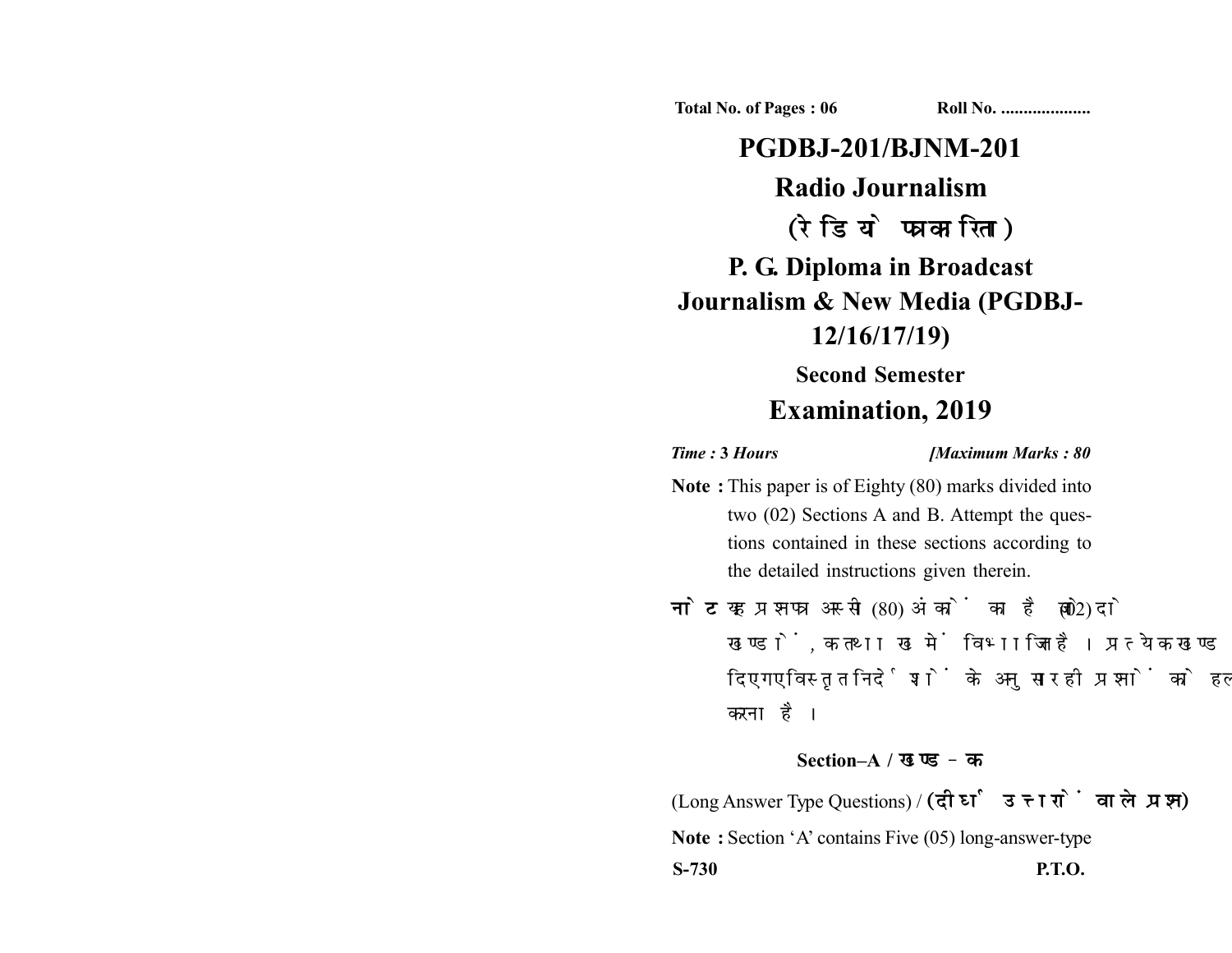Total No. of Pages : 06 Roll No. ...................

# PGDBJ-201/BJNM-201

# Radio Journalism

# (रेडियो पत्रकारिता)

# P. G. Diploma in Broadcast Journalism & New Media (PGDBJ-12/16/17/19)

## Second Semester

## Examination, 2019

*Time :* **3 Hours** *[Maximum Marks : 80*

**Note :** This paper is of Eighty (80) marks divided into two (02) Sections A and B. Attempt the questions contained in these sections according to the detailed instructions given therein.

**नोट :** यह प्रश्नपत्र अस्सी (80) अंकों का है जो दो (02) खण्डों, क तथा ख में विभाजित है। प्रत्येक खण्ड में दिए गए विस्तृत निर्देशों के अनुसार ही प्रश्नों को हल करना है।

### Section–A / खण्ड–क

(Long Answer Type Questions) / **(दीर्घ उत्तरों वाले प्रश्न)**

**Note :** Section 'A' contains Five (05) long-answer-type

S-730 P.T.O.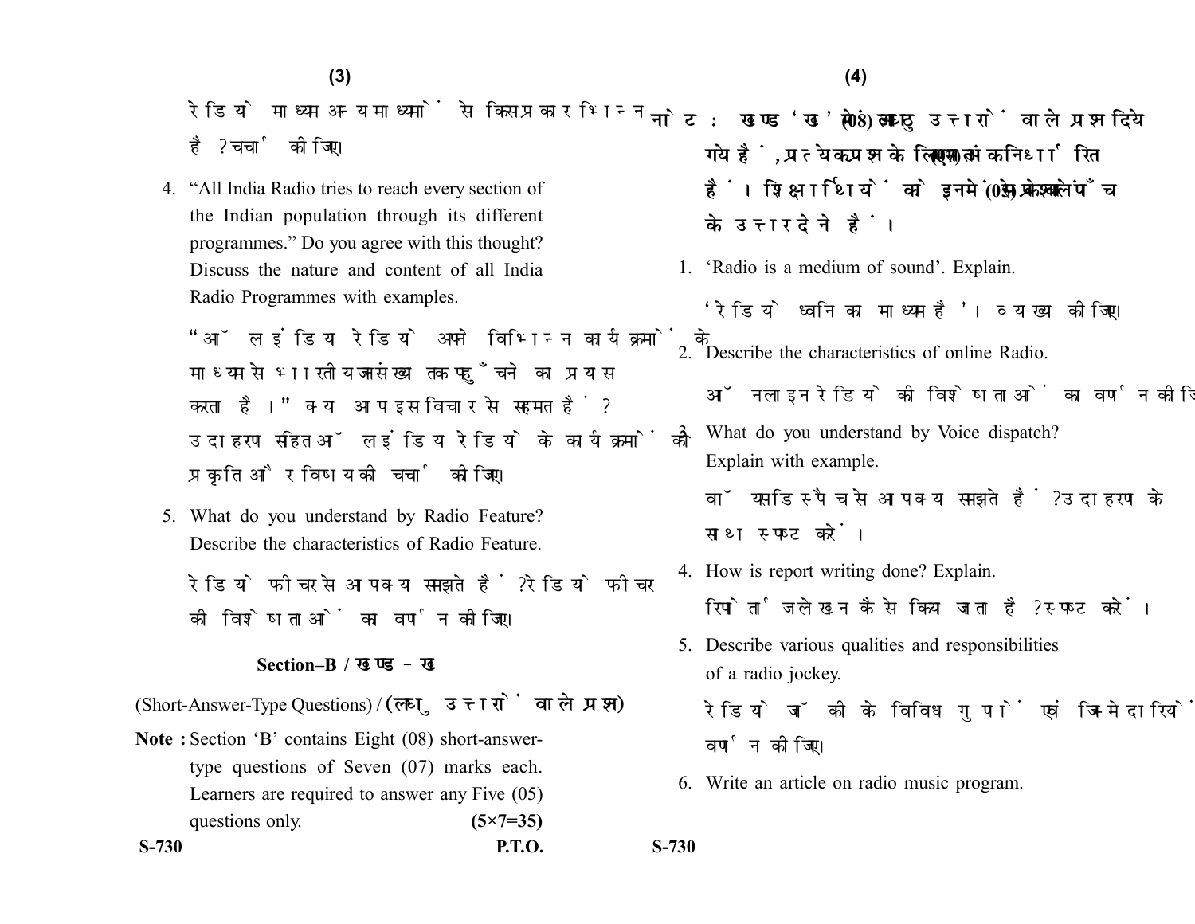रेडियो माध्यम अन्य माध्यमों से किस प्रकार भिन्न है? चर्चा कीजिए।

4. "All India Radio tries to reach every section of the Indian population through its different programmes." Do you agree with this thought? Discuss the nature and content of all India Radio Programmes with examples.

   "ऑल इंडिया रेडियो अपने विभिन्न कार्यक्रमों के माध्यम से भारतीय जनसंख्या तक पहुँचने का प्रयास करता है।" क्या आप इस विचार से सहमत हैं? उदाहरण सहित ऑल इंडिया रेडियो के कार्यक्रमों की प्रकृति और विषय की चर्चा कीजिए।

5. What do you understand by Radio Feature? Describe the characteristics of Radio Feature.

   रेडियो फीचर से आप क्या समझते हैं? रेडियो फीचर की विशेषताओं का वर्णन कीजिए।

## Section–B / खण्ड – ख

(Short-Answer-Type Questions) / **(लघु उत्तरों वाले प्रश्न)**

**Note :** Section 'B' contains Eight (08) short-answer-type questions of Seven (07) marks each. Learners are required to answer any Five (05) questions only. **(5×7=35)**

**नोट :** खण्ड 'ख' में आठ (08) लघु उत्तरों वाले प्रश्न दिये गये हैं, प्रत्येक प्रश्न के लिए सात (07) अंक निर्धारित हैं। शिक्षार्थियों को इनमें से केवल पाँच (05) प्रश्नों के उत्तर देने हैं।

1. 'Radio is a medium of sound'. Explain.

   'रेडियो ध्वनि का माध्यम है'। व्याख्या कीजिए।

2. Describe the characteristics of online Radio.

   ऑनलाइन रेडियो की विशेषताओं का वर्णन कीजिए।

3. What do you understand by Voice dispatch? Explain with example.

   वॉयस डिस्पैच से आप क्या समझते हैं? उदाहरण के साथ स्पष्ट करें।

4. How is report writing done? Explain.

   रिपोर्ताज लेखन कैसे किया जाता है? स्पष्ट करें।

5. Describe various qualities and responsibilities of a radio jockey.

   रेडियो जॉकी के विविध गुणों एवं जिम्मेदारियों का वर्णन कीजिए।

6. Write an article on radio music program.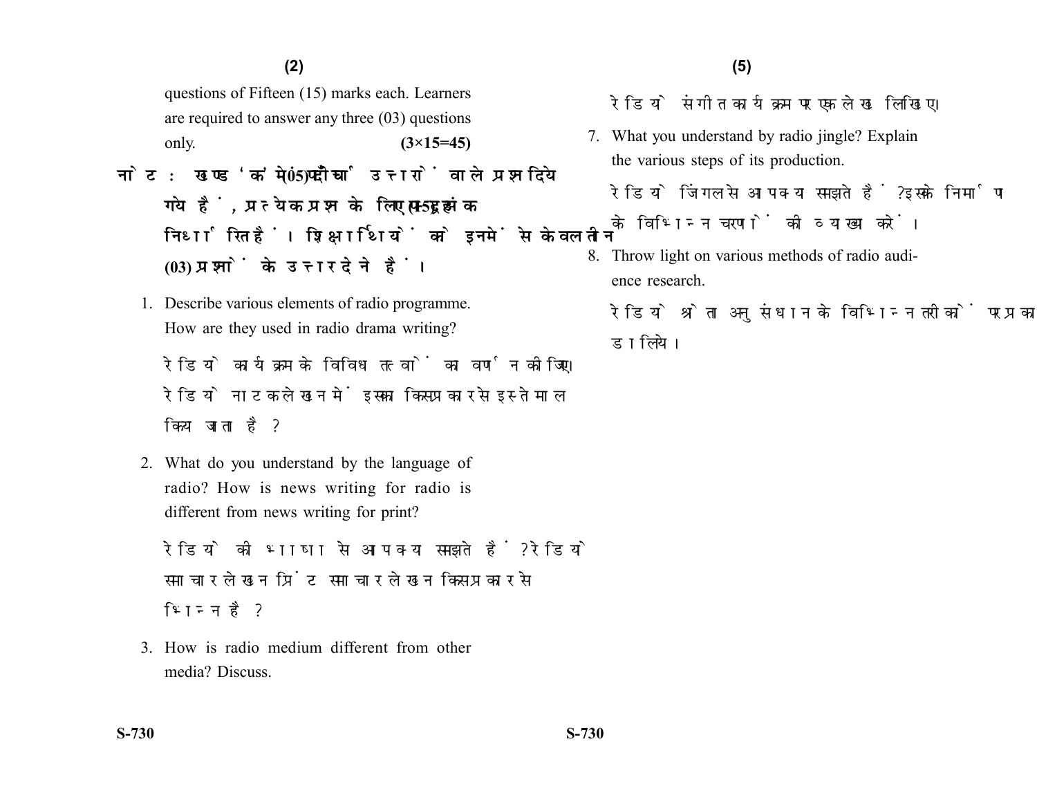questions of Fifteen (15) marks each. Learners are required to answer any three (03) questions only. **(3×15=45)**

**नोट :** खण्ड 'क' में (05) दीर्घ उत्तरों वाले प्रश्न दिये गये हैं, प्रत्येक प्रश्न के लिए पन्द्रह (15) अंक निर्धारित हैं। शिक्षार्थियों को इनमें से केवल तीन (03) प्रश्नों के उत्तर देने हैं।

1. Describe various elements of radio programme. How are they used in radio drama writing?

   रेडियो कार्यक्रम के विविध तत्वों का वर्णन कीजिए। रेडियो नाटक लेखन में इसका किस प्रकार से इस्तेमाल किया जाता है?

2. What do you understand by the language of radio? How is news writing for radio is different from news writing for print?

   रेडियो की भाषा से आप क्या समझते हैं? रेडियो समाचार लेखन प्रिंट समाचार लेखन किस प्रकार से भिन्न है?

3. How is radio medium different from other media? Discuss.

रेडियो संगीत कार्यक्रम पर एक लेख लिखिए।

7. What you understand by radio jingle? Explain the various steps of its production.

   रेडियो जिंगल से आप क्या समझते हैं? इसके निर्माण के विभिन्न चरणों की व्याख्या करें।

8. Throw light on various methods of radio audience research.

   रेडियो श्रोता अनुसंधान के विभिन्न तरीकों पर प्रकाश डालिये।